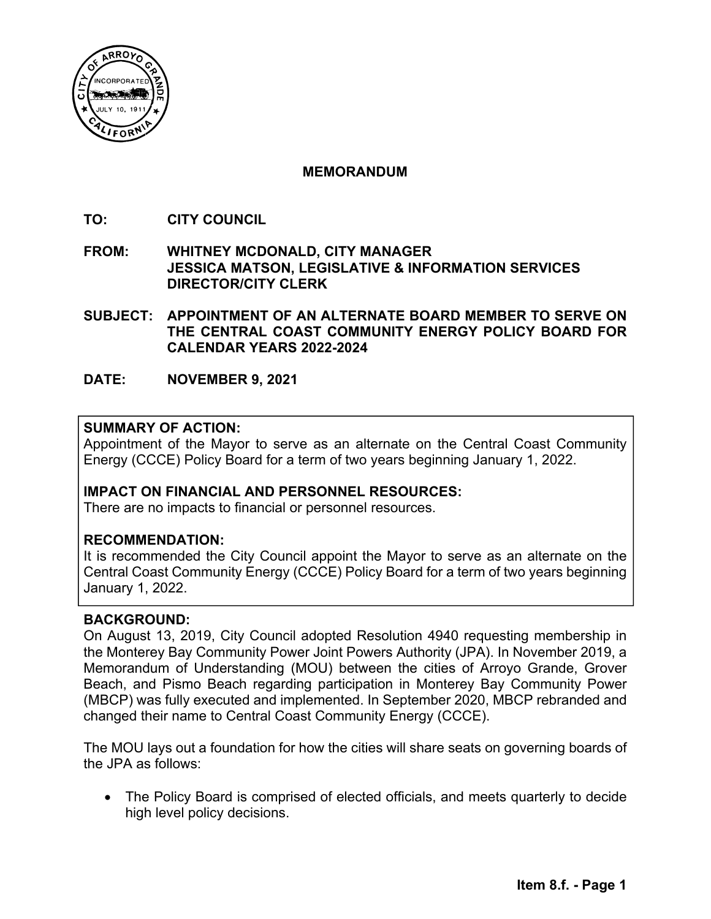# MEMORANDUM

**TO:** CITY COUNCIL

**FROM:** WHITNEY MCDONALD, CITY MANAGER
JESSICA MATSON, LEGISLATIVE & INFORMATION SERVICES DIRECTOR/CITY CLERK

**SUBJECT:** APPOINTMENT OF AN ALTERNATE BOARD MEMBER TO SERVE ON THE CENTRAL COAST COMMUNITY ENERGY POLICY BOARD FOR CALENDAR YEARS 2022-2024

**DATE:** NOVEMBER 9, 2021

**SUMMARY OF ACTION:**
Appointment of the Mayor to serve as an alternate on the Central Coast Community Energy (CCCE) Policy Board for a term of two years beginning January 1, 2022.

**IMPACT ON FINANCIAL AND PERSONNEL RESOURCES:**
There are no impacts to financial or personnel resources.

**RECOMMENDATION:**
It is recommended the City Council appoint the Mayor to serve as an alternate on the Central Coast Community Energy (CCCE) Policy Board for a term of two years beginning January 1, 2022.

**BACKGROUND:**
On August 13, 2019, City Council adopted Resolution 4940 requesting membership in the Monterey Bay Community Power Joint Powers Authority (JPA). In November 2019, a Memorandum of Understanding (MOU) between the cities of Arroyo Grande, Grover Beach, and Pismo Beach regarding participation in Monterey Bay Community Power (MBCP) was fully executed and implemented. In September 2020, MBCP rebranded and changed their name to Central Coast Community Energy (CCCE).

The MOU lays out a foundation for how the cities will share seats on governing boards of the JPA as follows:

- The Policy Board is comprised of elected officials, and meets quarterly to decide high level policy decisions.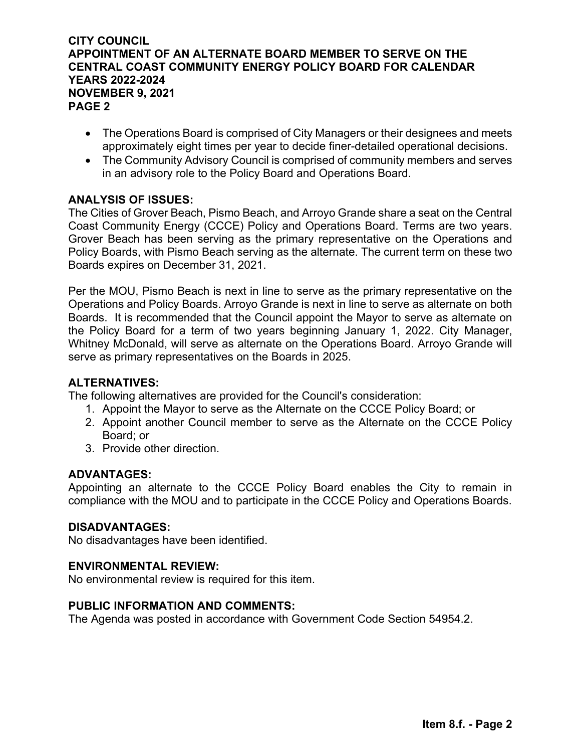- The Operations Board is comprised of City Managers or their designees and meets approximately eight times per year to decide finer-detailed operational decisions.
- The Community Advisory Council is comprised of community members and serves in an advisory role to the Policy Board and Operations Board.

## ANALYSIS OF ISSUES:

The Cities of Grover Beach, Pismo Beach, and Arroyo Grande share a seat on the Central Coast Community Energy (CCCE) Policy and Operations Board. Terms are two years. Grover Beach has been serving as the primary representative on the Operations and Policy Boards, with Pismo Beach serving as the alternate. The current term on these two Boards expires on December 31, 2021.

Per the MOU, Pismo Beach is next in line to serve as the primary representative on the Operations and Policy Boards. Arroyo Grande is next in line to serve as alternate on both Boards. It is recommended that the Council appoint the Mayor to serve as alternate on the Policy Board for a term of two years beginning January 1, 2022. City Manager, Whitney McDonald, will serve as alternate on the Operations Board. Arroyo Grande will serve as primary representatives on the Boards in 2025.

## ALTERNATIVES:

The following alternatives are provided for the Council's consideration:

1. Appoint the Mayor to serve as the Alternate on the CCCE Policy Board; or
2. Appoint another Council member to serve as the Alternate on the CCCE Policy Board; or
3. Provide other direction.

## ADVANTAGES:

Appointing an alternate to the CCCE Policy Board enables the City to remain in compliance with the MOU and to participate in the CCCE Policy and Operations Boards.

## DISADVANTAGES:

No disadvantages have been identified.

## ENVIRONMENTAL REVIEW:

No environmental review is required for this item.

## PUBLIC INFORMATION AND COMMENTS:

The Agenda was posted in accordance with Government Code Section 54954.2.